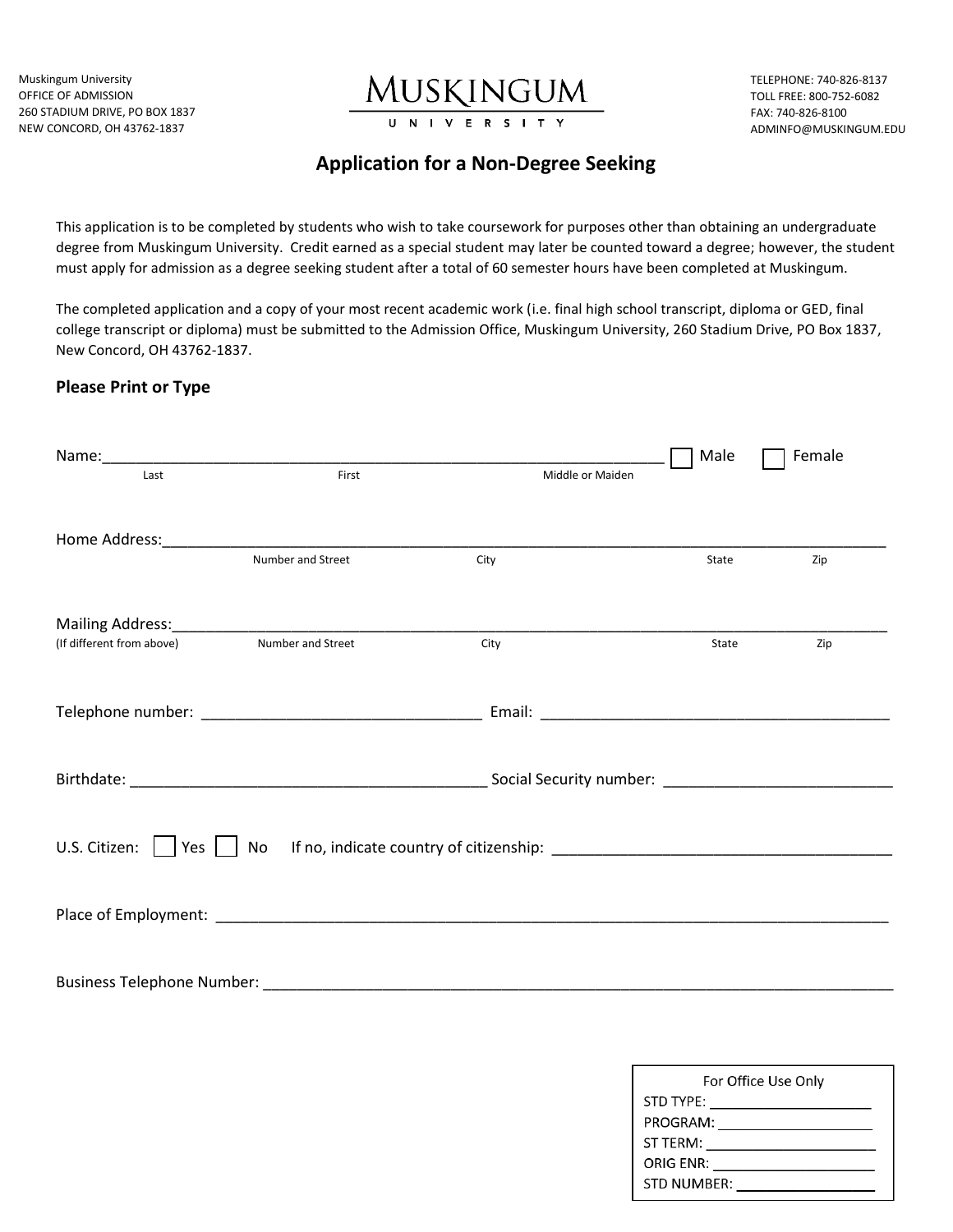Muskingum University
OFFICE OF ADMISSION
260 STADIUM DRIVE, PO BOX 1837
NEW CONCORD, OH 43762-1837

MUSKINGUM UNIVERSITY

TELEPHONE: 740-826-8137
TOLL FREE: 800-752-6082
FAX: 740-826-8100
ADMINFO@MUSKINGUM.EDU

# Application for a Non-Degree Seeking

This application is to be completed by students who wish to take coursework for purposes other than obtaining an undergraduate degree from Muskingum University. Credit earned as a special student may later be counted toward a degree; however, the student must apply for admission as a degree seeking student after a total of 60 semester hours have been completed at Muskingum.

The completed application and a copy of your most recent academic work (i.e. final high school transcript, diploma or GED, final college transcript or diploma) must be submitted to the Admission Office, Muskingum University, 260 Stadium Drive, PO Box 1837, New Concord, OH 43762-1837.

## Please Print or Type

Name:_______________________________________________________________ ☐ Male ☐ Female
Last First Middle or Maiden

Home Address:_______________________________________________________________
Number and Street City State Zip

Mailing Address:_______________________________________________________________
(If different from above) Number and Street City State Zip

Telephone number: ________________________________ Email: ________________________________________

Birthdate: ________________________________________ Social Security number: __________________________

U.S. Citizen: ☐ Yes ☐ No If no, indicate country of citizenship: ______________________________________

Place of Employment: ____________________________________________________________________________

Business Telephone Number: _______________________________________________________________________

For Office Use Only
STD TYPE: ____________________
PROGRAM: ____________________
ST TERM: ____________________
ORIG ENR: ____________________
STD NUMBER: ____________________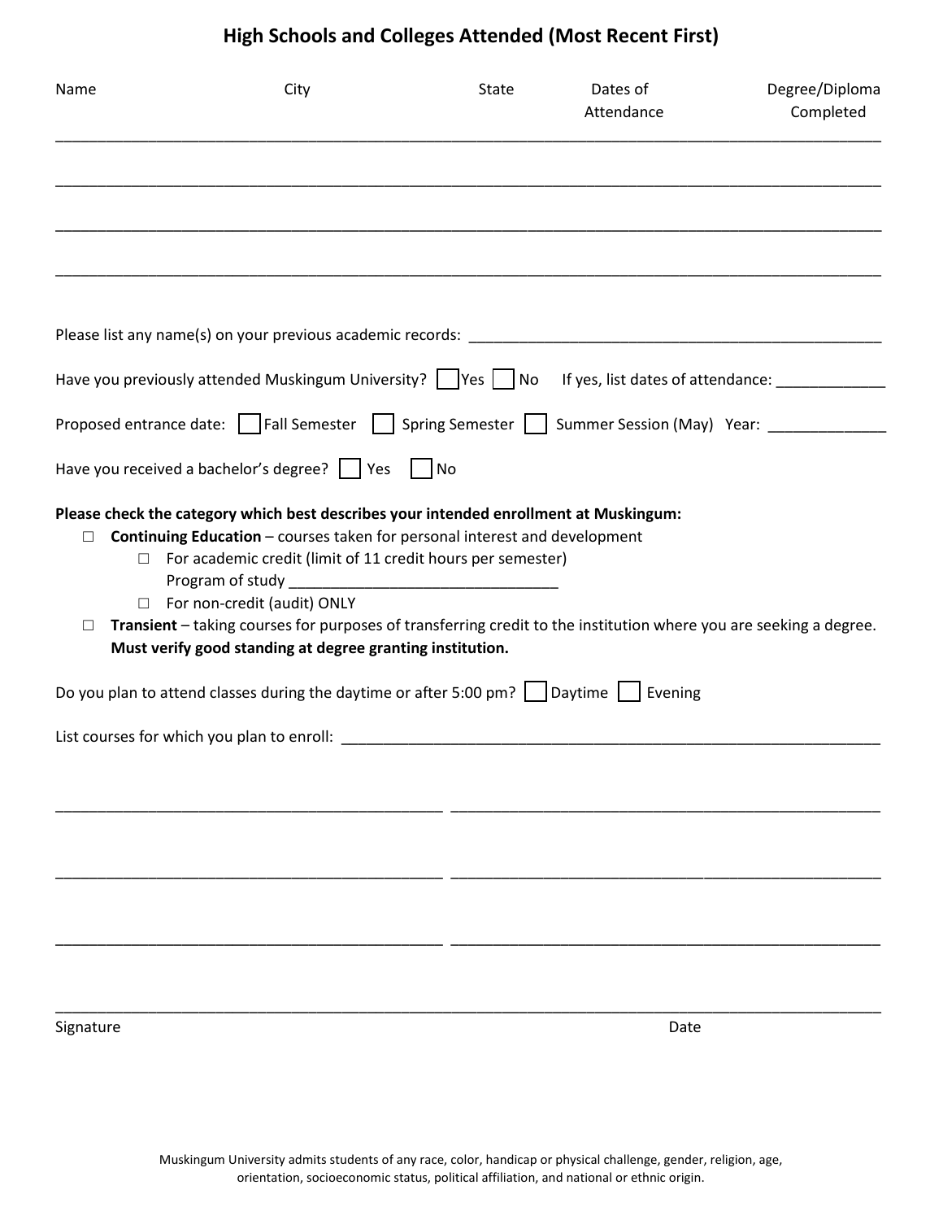## High Schools and Colleges Attended (Most Recent First)

| Name | City | State | Dates of Attendance | Degree/Diploma Completed |
|---|---|---|---|---|
| | | | | |
| | | | | |
| | | | | |
| | | | | |

Please list any name(s) on your previous academic records: ___________________________________________

Have you previously attended Muskingum University? ☐ Yes ☐ No   If yes, list dates of attendance: ____________

Proposed entrance date: ☐ Fall Semester ☐ Spring Semester ☐ Summer Session (May)   Year: _____________

Have you received a bachelor's degree? ☐ Yes ☐ No

**Please check the category which best describes your intended enrollment at Muskingum:**

- ☐ **Continuing Education** – courses taken for personal interest and development
  - ☐ For academic credit (limit of 11 credit hours per semester)
    Program of study ______________________________
  - ☐ For non-credit (audit) ONLY
- ☐ **Transient** – taking courses for purposes of transferring credit to the institution where you are seeking a degree. **Must verify good standing at degree granting institution.**

Do you plan to attend classes during the daytime or after 5:00 pm? ☐ Daytime ☐ Evening

List courses for which you plan to enroll: ____________________________________________________________

______________________________________________ ______________________________________________

______________________________________________ ______________________________________________

______________________________________________ ______________________________________________

_____________________________________________________________________________________________

Signature                                                                                                                        Date

Muskingum University admits students of any race, color, handicap or physical challenge, gender, religion, age, orientation, socioeconomic status, political affiliation, and national or ethnic origin.